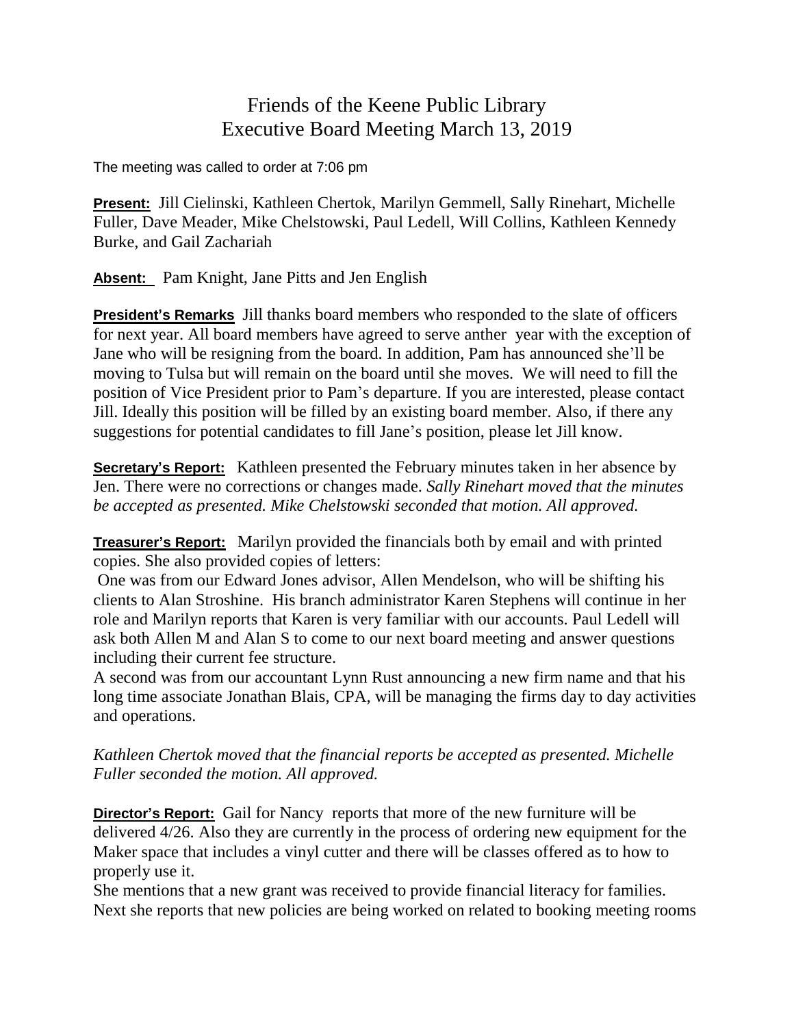# Friends of the Keene Public Library
## Executive Board Meeting March 13, 2019

The meeting was called to order at 7:06 pm

**Present:** Jill Cielinski, Kathleen Chertok, Marilyn Gemmell, Sally Rinehart, Michelle Fuller, Dave Meader, Mike Chelstowski, Paul Ledell, Will Collins, Kathleen Kennedy Burke, and Gail Zachariah

**Absent:** Pam Knight, Jane Pitts and Jen English

**President's Remarks** Jill thanks board members who responded to the slate of officers for next year. All board members have agreed to serve anther year with the exception of Jane who will be resigning from the board. In addition, Pam has announced she'll be moving to Tulsa but will remain on the board until she moves. We will need to fill the position of Vice President prior to Pam's departure. If you are interested, please contact Jill. Ideally this position will be filled by an existing board member. Also, if there any suggestions for potential candidates to fill Jane's position, please let Jill know.

**Secretary's Report:** Kathleen presented the February minutes taken in her absence by Jen. There were no corrections or changes made. *Sally Rinehart moved that the minutes be accepted as presented. Mike Chelstowski seconded that motion. All approved.*

**Treasurer's Report:** Marilyn provided the financials both by email and with printed copies. She also provided copies of letters:

One was from our Edward Jones advisor, Allen Mendelson, who will be shifting his clients to Alan Stroshine. His branch administrator Karen Stephens will continue in her role and Marilyn reports that Karen is very familiar with our accounts. Paul Ledell will ask both Allen M and Alan S to come to our next board meeting and answer questions including their current fee structure.

A second was from our accountant Lynn Rust announcing a new firm name and that his long time associate Jonathan Blais, CPA, will be managing the firms day to day activities and operations.

*Kathleen Chertok moved that the financial reports be accepted as presented. Michelle Fuller seconded the motion. All approved.*

**Director's Report:** Gail for Nancy reports that more of the new furniture will be delivered 4/26. Also they are currently in the process of ordering new equipment for the Maker space that includes a vinyl cutter and there will be classes offered as to how to properly use it.

She mentions that a new grant was received to provide financial literacy for families. Next she reports that new policies are being worked on related to booking meeting rooms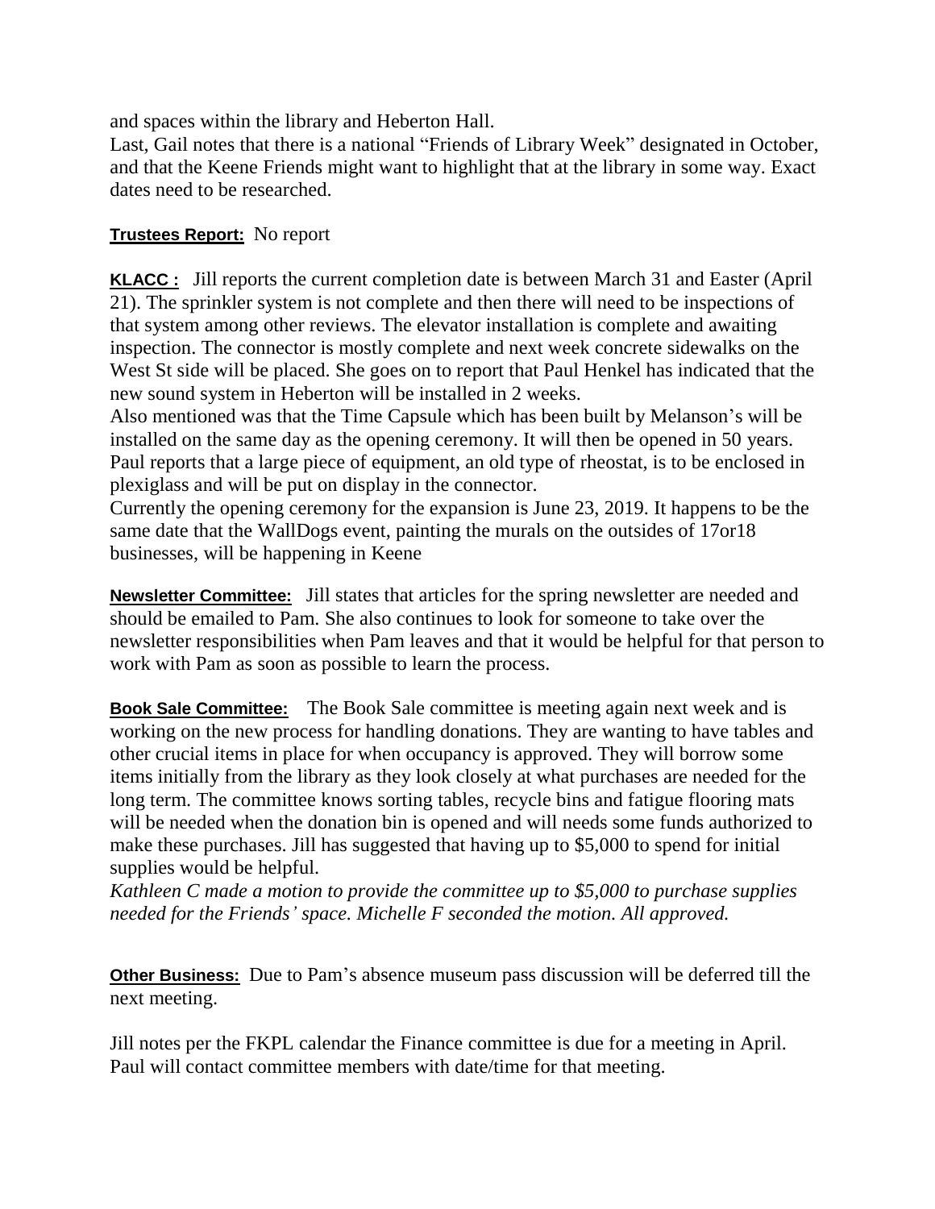and spaces within the library and Heberton Hall.
Last, Gail notes that there is a national "Friends of Library Week" designated in October, and that the Keene Friends might want to highlight that at the library in some way. Exact dates need to be researched.

**Trustees Report:** No report

**KLACC :** Jill reports the current completion date is between March 31 and Easter (April 21). The sprinkler system is not complete and then there will need to be inspections of that system among other reviews. The elevator installation is complete and awaiting inspection. The connector is mostly complete and next week concrete sidewalks on the West St side will be placed. She goes on to report that Paul Henkel has indicated that the new sound system in Heberton will be installed in 2 weeks.
Also mentioned was that the Time Capsule which has been built by Melanson's will be installed on the same day as the opening ceremony. It will then be opened in 50 years. Paul reports that a large piece of equipment, an old type of rheostat, is to be enclosed in plexiglass and will be put on display in the connector.
Currently the opening ceremony for the expansion is June 23, 2019. It happens to be the same date that the WallDogs event, painting the murals on the outsides of 17or18 businesses, will be happening in Keene

**Newsletter Committee:** Jill states that articles for the spring newsletter are needed and should be emailed to Pam. She also continues to look for someone to take over the newsletter responsibilities when Pam leaves and that it would be helpful for that person to work with Pam as soon as possible to learn the process.

**Book Sale Committee:** The Book Sale committee is meeting again next week and is working on the new process for handling donations. They are wanting to have tables and other crucial items in place for when occupancy is approved. They will borrow some items initially from the library as they look closely at what purchases are needed for the long term. The committee knows sorting tables, recycle bins and fatigue flooring mats will be needed when the donation bin is opened and will needs some funds authorized to make these purchases. Jill has suggested that having up to $5,000 to spend for initial supplies would be helpful.
*Kathleen C made a motion to provide the committee up to $5,000 to purchase supplies needed for the Friends' space. Michelle F seconded the motion. All approved.*

**Other Business:** Due to Pam's absence museum pass discussion will be deferred till the next meeting.

Jill notes per the FKPL calendar the Finance committee is due for a meeting in April. Paul will contact committee members with date/time for that meeting.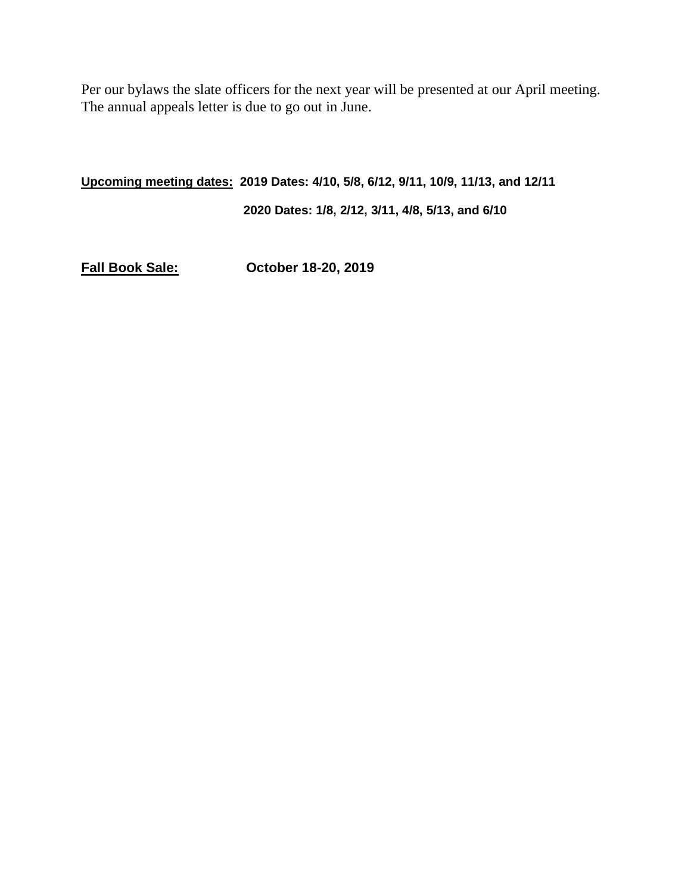Per our bylaws the slate officers for the next year will be presented at our April meeting. The annual appeals letter is due to go out in June.

**Upcoming meeting dates:** **2019 Dates: 4/10, 5/8, 6/12, 9/11, 10/9, 11/13, and 12/11**

**2020 Dates: 1/8, 2/12, 3/11, 4/8, 5/13, and 6/10**

**Fall Book Sale:** **October 18-20, 2019**